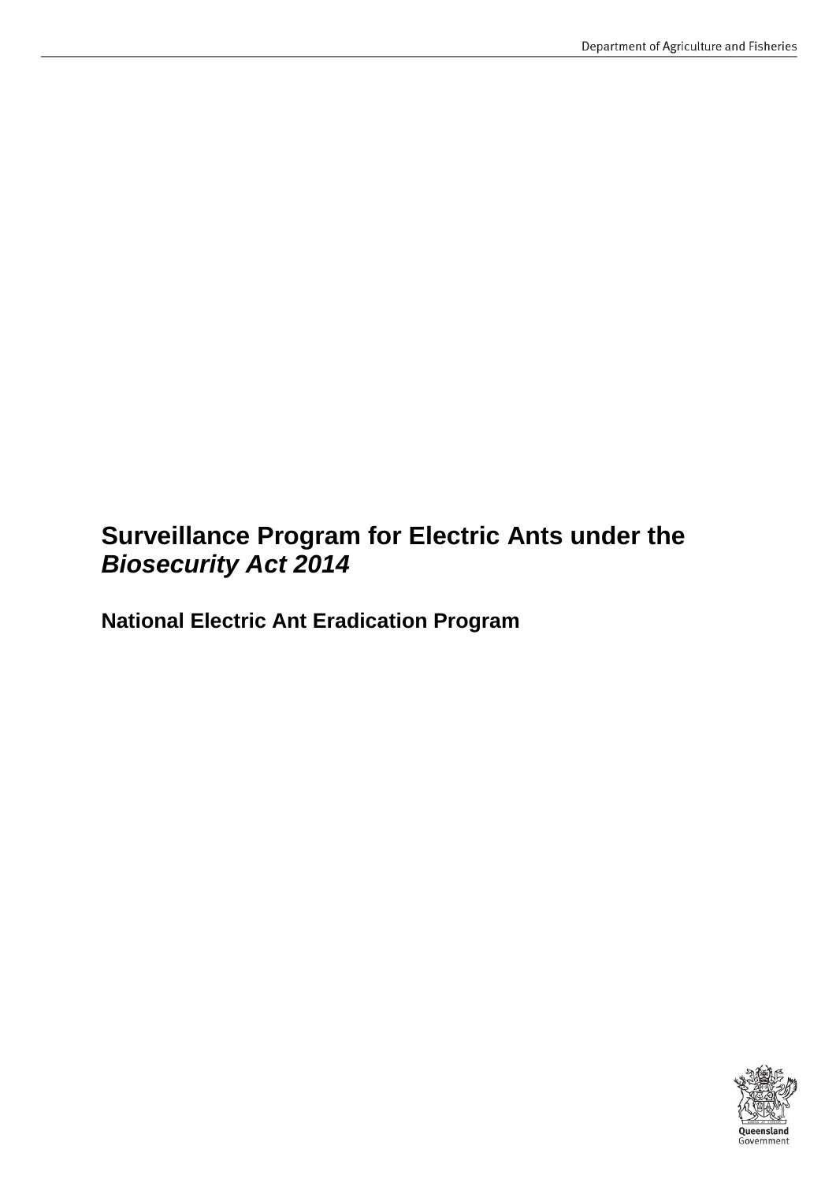# Surveillance Program for Electric Ants under the *Biosecurity Act 2014*

## National Electric Ant Eradication Program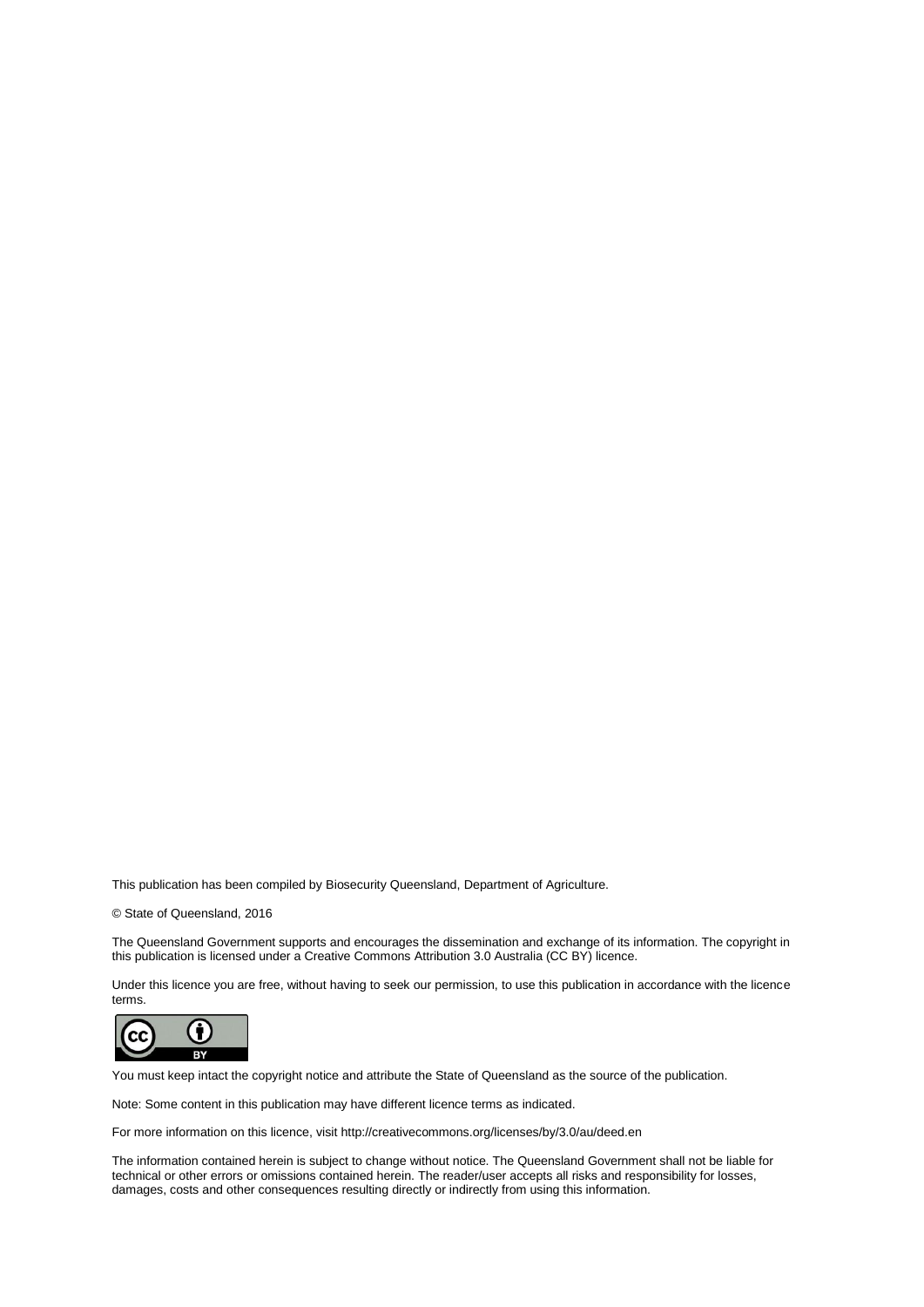This publication has been compiled by Biosecurity Queensland, Department of Agriculture.

© State of Queensland, 2016

The Queensland Government supports and encourages the dissemination and exchange of its information. The copyright in this publication is licensed under a Creative Commons Attribution 3.0 Australia (CC BY) licence.

Under this licence you are free, without having to seek our permission, to use this publication in accordance with the licence terms.

You must keep intact the copyright notice and attribute the State of Queensland as the source of the publication.

Note: Some content in this publication may have different licence terms as indicated.

For more information on this licence, visit http://creativecommons.org/licenses/by/3.0/au/deed.en

The information contained herein is subject to change without notice. The Queensland Government shall not be liable for technical or other errors or omissions contained herein. The reader/user accepts all risks and responsibility for losses, damages, costs and other consequences resulting directly or indirectly from using this information.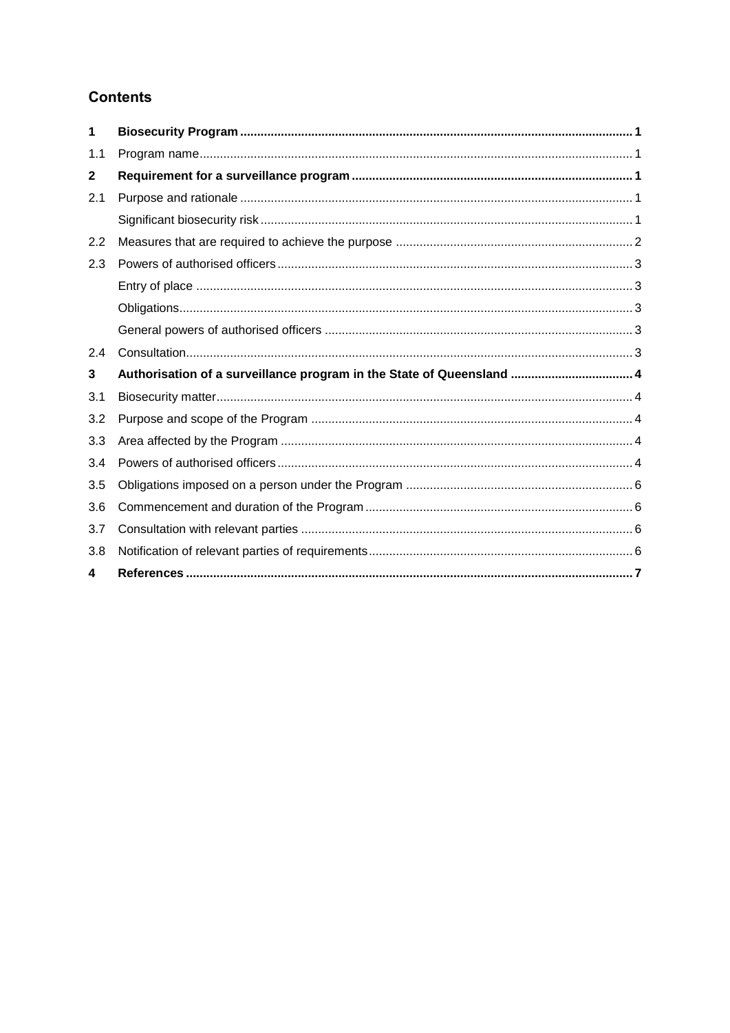## Contents

| | | |
|---|---|---|
| **1** | **Biosecurity Program** | **1** |
| 1.1 | Program name | 1 |
| **2** | **Requirement for a surveillance program** | **1** |
| 2.1 | Purpose and rationale | 1 |
| | Significant biosecurity risk | 1 |
| 2.2 | Measures that are required to achieve the purpose | 2 |
| 2.3 | Powers of authorised officers | 3 |
| | Entry of place | 3 |
| | Obligations | 3 |
| | General powers of authorised officers | 3 |
| 2.4 | Consultation | 3 |
| **3** | **Authorisation of a surveillance program in the State of Queensland** | **4** |
| 3.1 | Biosecurity matter | 4 |
| 3.2 | Purpose and scope of the Program | 4 |
| 3.3 | Area affected by the Program | 4 |
| 3.4 | Powers of authorised officers | 4 |
| 3.5 | Obligations imposed on a person under the Program | 6 |
| 3.6 | Commencement and duration of the Program | 6 |
| 3.7 | Consultation with relevant parties | 6 |
| 3.8 | Notification of relevant parties of requirements | 6 |
| **4** | **References** | **7** |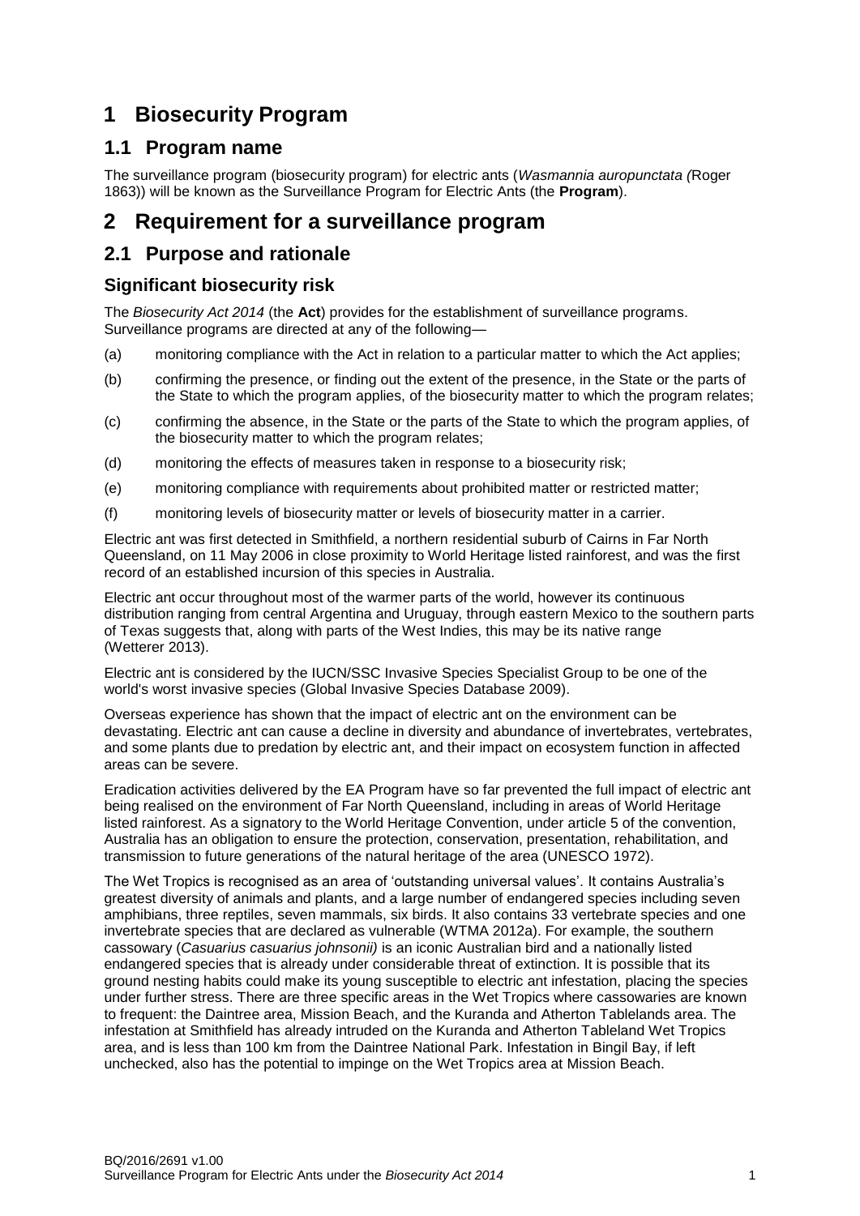# 1 Biosecurity Program

## 1.1 Program name

The surveillance program (biosecurity program) for electric ants (*Wasmannia auropunctata (*Roger 1863)) will be known as the Surveillance Program for Electric Ants (the **Program**).

# 2 Requirement for a surveillance program

## 2.1 Purpose and rationale

### Significant biosecurity risk

The *Biosecurity Act 2014* (the **Act**) provides for the establishment of surveillance programs. Surveillance programs are directed at any of the following—

(a) monitoring compliance with the Act in relation to a particular matter to which the Act applies;

(b) confirming the presence, or finding out the extent of the presence, in the State or the parts of the State to which the program applies, of the biosecurity matter to which the program relates;

(c) confirming the absence, in the State or the parts of the State to which the program applies, of the biosecurity matter to which the program relates;

(d) monitoring the effects of measures taken in response to a biosecurity risk;

(e) monitoring compliance with requirements about prohibited matter or restricted matter;

(f) monitoring levels of biosecurity matter or levels of biosecurity matter in a carrier.

Electric ant was first detected in Smithfield, a northern residential suburb of Cairns in Far North Queensland, on 11 May 2006 in close proximity to World Heritage listed rainforest, and was the first record of an established incursion of this species in Australia.

Electric ant occur throughout most of the warmer parts of the world, however its continuous distribution ranging from central Argentina and Uruguay, through eastern Mexico to the southern parts of Texas suggests that, along with parts of the West Indies, this may be its native range (Wetterer 2013).

Electric ant is considered by the IUCN/SSC Invasive Species Specialist Group to be one of the world's worst invasive species (Global Invasive Species Database 2009).

Overseas experience has shown that the impact of electric ant on the environment can be devastating. Electric ant can cause a decline in diversity and abundance of invertebrates, vertebrates, and some plants due to predation by electric ant, and their impact on ecosystem function in affected areas can be severe.

Eradication activities delivered by the EA Program have so far prevented the full impact of electric ant being realised on the environment of Far North Queensland, including in areas of World Heritage listed rainforest. As a signatory to the World Heritage Convention, under article 5 of the convention, Australia has an obligation to ensure the protection, conservation, presentation, rehabilitation, and transmission to future generations of the natural heritage of the area (UNESCO 1972).

The Wet Tropics is recognised as an area of 'outstanding universal values'. It contains Australia's greatest diversity of animals and plants, and a large number of endangered species including seven amphibians, three reptiles, seven mammals, six birds. It also contains 33 vertebrate species and one invertebrate species that are declared as vulnerable (WTMA 2012a). For example, the southern cassowary (*Casuarius casuarius johnsonii)* is an iconic Australian bird and a nationally listed endangered species that is already under considerable threat of extinction. It is possible that its ground nesting habits could make its young susceptible to electric ant infestation, placing the species under further stress. There are three specific areas in the Wet Tropics where cassowaries are known to frequent: the Daintree area, Mission Beach, and the Kuranda and Atherton Tablelands area. The infestation at Smithfield has already intruded on the Kuranda and Atherton Tableland Wet Tropics area, and is less than 100 km from the Daintree National Park. Infestation in Bingil Bay, if left unchecked, also has the potential to impinge on the Wet Tropics area at Mission Beach.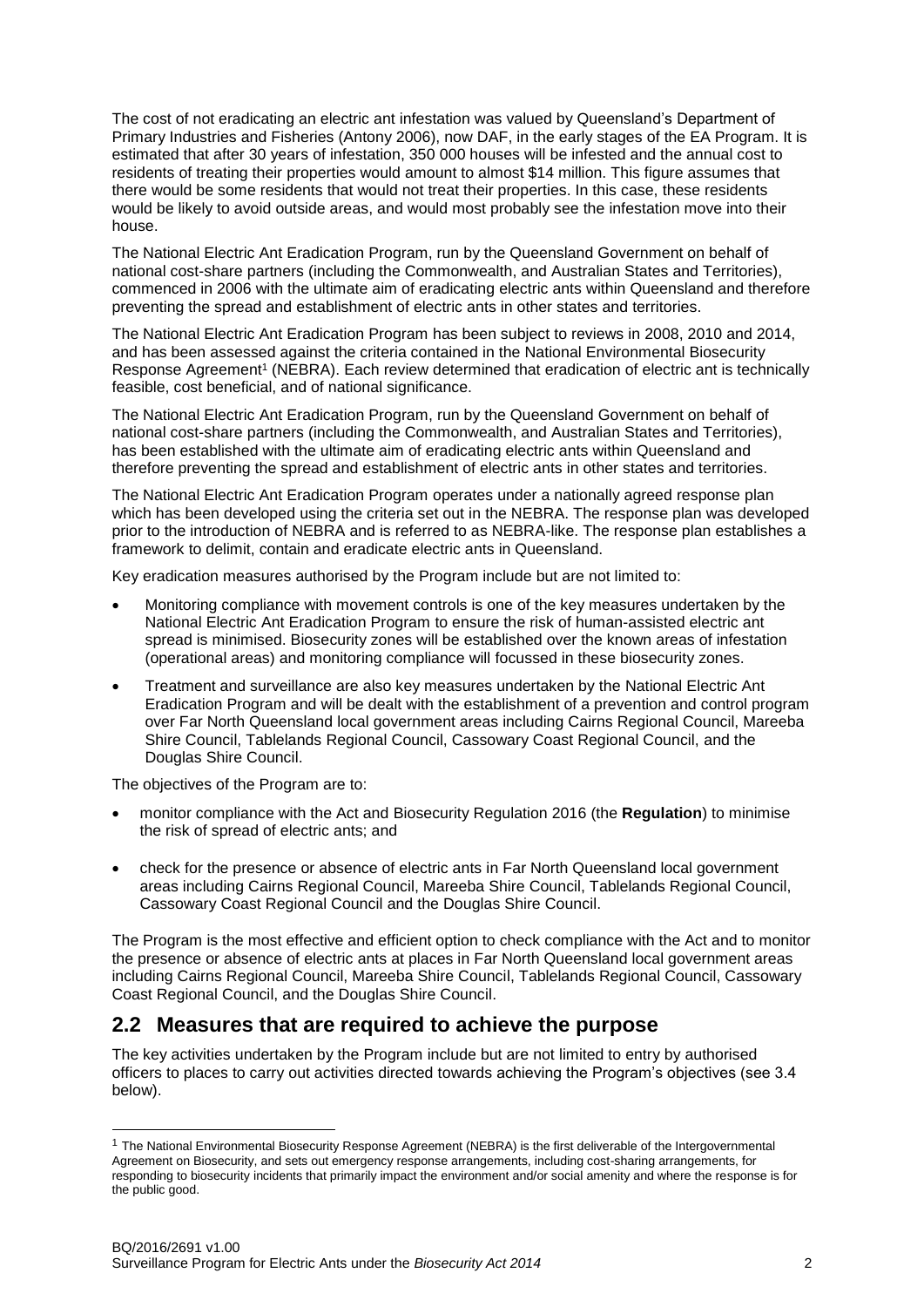The cost of not eradicating an electric ant infestation was valued by Queensland's Department of Primary Industries and Fisheries (Antony 2006), now DAF, in the early stages of the EA Program. It is estimated that after 30 years of infestation, 350 000 houses will be infested and the annual cost to residents of treating their properties would amount to almost $14 million. This figure assumes that there would be some residents that would not treat their properties. In this case, these residents would be likely to avoid outside areas, and would most probably see the infestation move into their house.

The National Electric Ant Eradication Program, run by the Queensland Government on behalf of national cost-share partners (including the Commonwealth, and Australian States and Territories), commenced in 2006 with the ultimate aim of eradicating electric ants within Queensland and therefore preventing the spread and establishment of electric ants in other states and territories.

The National Electric Ant Eradication Program has been subject to reviews in 2008, 2010 and 2014, and has been assessed against the criteria contained in the National Environmental Biosecurity Response Agreement[1] (NEBRA). Each review determined that eradication of electric ant is technically feasible, cost beneficial, and of national significance.

The National Electric Ant Eradication Program, run by the Queensland Government on behalf of national cost-share partners (including the Commonwealth, and Australian States and Territories), has been established with the ultimate aim of eradicating electric ants within Queensland and therefore preventing the spread and establishment of electric ants in other states and territories.

The National Electric Ant Eradication Program operates under a nationally agreed response plan which has been developed using the criteria set out in the NEBRA. The response plan was developed prior to the introduction of NEBRA and is referred to as NEBRA-like. The response plan establishes a framework to delimit, contain and eradicate electric ants in Queensland.

Key eradication measures authorised by the Program include but are not limited to:

- Monitoring compliance with movement controls is one of the key measures undertaken by the National Electric Ant Eradication Program to ensure the risk of human-assisted electric ant spread is minimised. Biosecurity zones will be established over the known areas of infestation (operational areas) and monitoring compliance will focussed in these biosecurity zones.
- Treatment and surveillance are also key measures undertaken by the National Electric Ant Eradication Program and will be dealt with the establishment of a prevention and control program over Far North Queensland local government areas including Cairns Regional Council, Mareeba Shire Council, Tablelands Regional Council, Cassowary Coast Regional Council, and the Douglas Shire Council.

The objectives of the Program are to:

- monitor compliance with the Act and Biosecurity Regulation 2016 (the **Regulation**) to minimise the risk of spread of electric ants; and
- check for the presence or absence of electric ants in Far North Queensland local government areas including Cairns Regional Council, Mareeba Shire Council, Tablelands Regional Council, Cassowary Coast Regional Council and the Douglas Shire Council.

The Program is the most effective and efficient option to check compliance with the Act and to monitor the presence or absence of electric ants at places in Far North Queensland local government areas including Cairns Regional Council, Mareeba Shire Council, Tablelands Regional Council, Cassowary Coast Regional Council, and the Douglas Shire Council.

## 2.2 Measures that are required to achieve the purpose

The key activities undertaken by the Program include but are not limited to entry by authorised officers to places to carry out activities directed towards achieving the Program's objectives (see 3.4 below).

[1] The National Environmental Biosecurity Response Agreement (NEBRA) is the first deliverable of the Intergovernmental Agreement on Biosecurity, and sets out emergency response arrangements, including cost-sharing arrangements, for responding to biosecurity incidents that primarily impact the environment and/or social amenity and where the response is for the public good.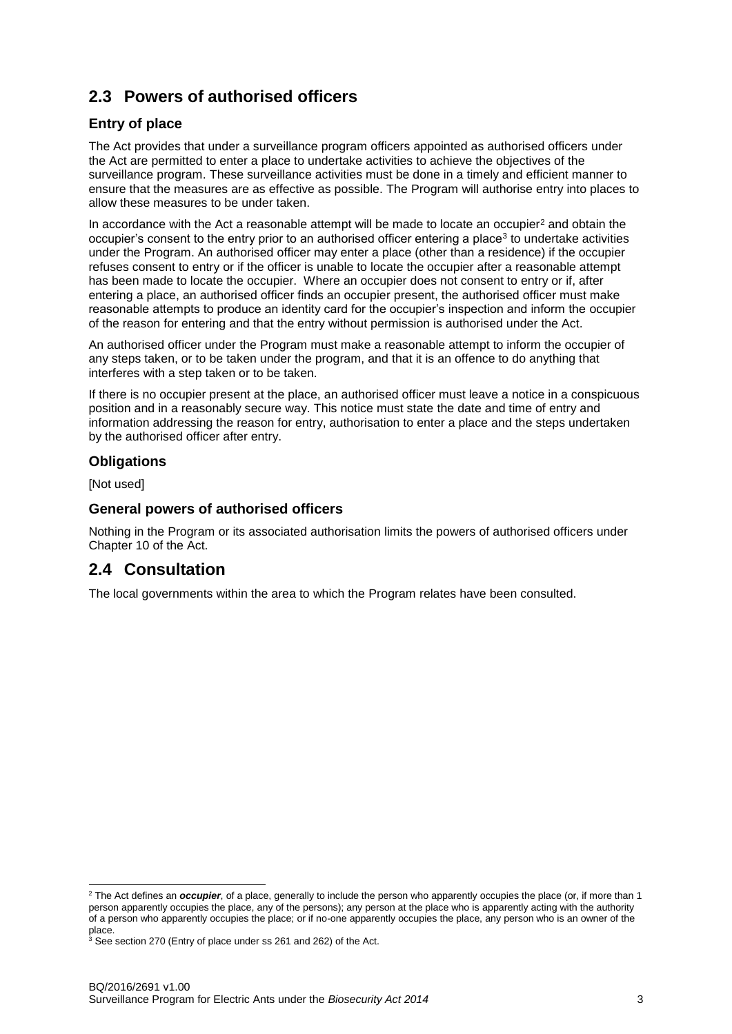## 2.3 Powers of authorised officers

### Entry of place

The Act provides that under a surveillance program officers appointed as authorised officers under the Act are permitted to enter a place to undertake activities to achieve the objectives of the surveillance program. These surveillance activities must be done in a timely and efficient manner to ensure that the measures are as effective as possible. The Program will authorise entry into places to allow these measures to be under taken.

In accordance with the Act a reasonable attempt will be made to locate an occupier[2] and obtain the occupier's consent to the entry prior to an authorised officer entering a place[3] to undertake activities under the Program. An authorised officer may enter a place (other than a residence) if the occupier refuses consent to entry or if the officer is unable to locate the occupier after a reasonable attempt has been made to locate the occupier. Where an occupier does not consent to entry or if, after entering a place, an authorised officer finds an occupier present, the authorised officer must make reasonable attempts to produce an identity card for the occupier's inspection and inform the occupier of the reason for entering and that the entry without permission is authorised under the Act.

An authorised officer under the Program must make a reasonable attempt to inform the occupier of any steps taken, or to be taken under the program, and that it is an offence to do anything that interferes with a step taken or to be taken.

If there is no occupier present at the place, an authorised officer must leave a notice in a conspicuous position and in a reasonably secure way. This notice must state the date and time of entry and information addressing the reason for entry, authorisation to enter a place and the steps undertaken by the authorised officer after entry.

### Obligations

[Not used]

### General powers of authorised officers

Nothing in the Program or its associated authorisation limits the powers of authorised officers under Chapter 10 of the Act.

## 2.4 Consultation

The local governments within the area to which the Program relates have been consulted.

---

[2] The Act defines an ***occupier***, of a place, generally to include the person who apparently occupies the place (or, if more than 1 person apparently occupies the place, any of the persons); any person at the place who is apparently acting with the authority of a person who apparently occupies the place; or if no-one apparently occupies the place, any person who is an owner of the place.

[3] See section 270 (Entry of place under ss 261 and 262) of the Act.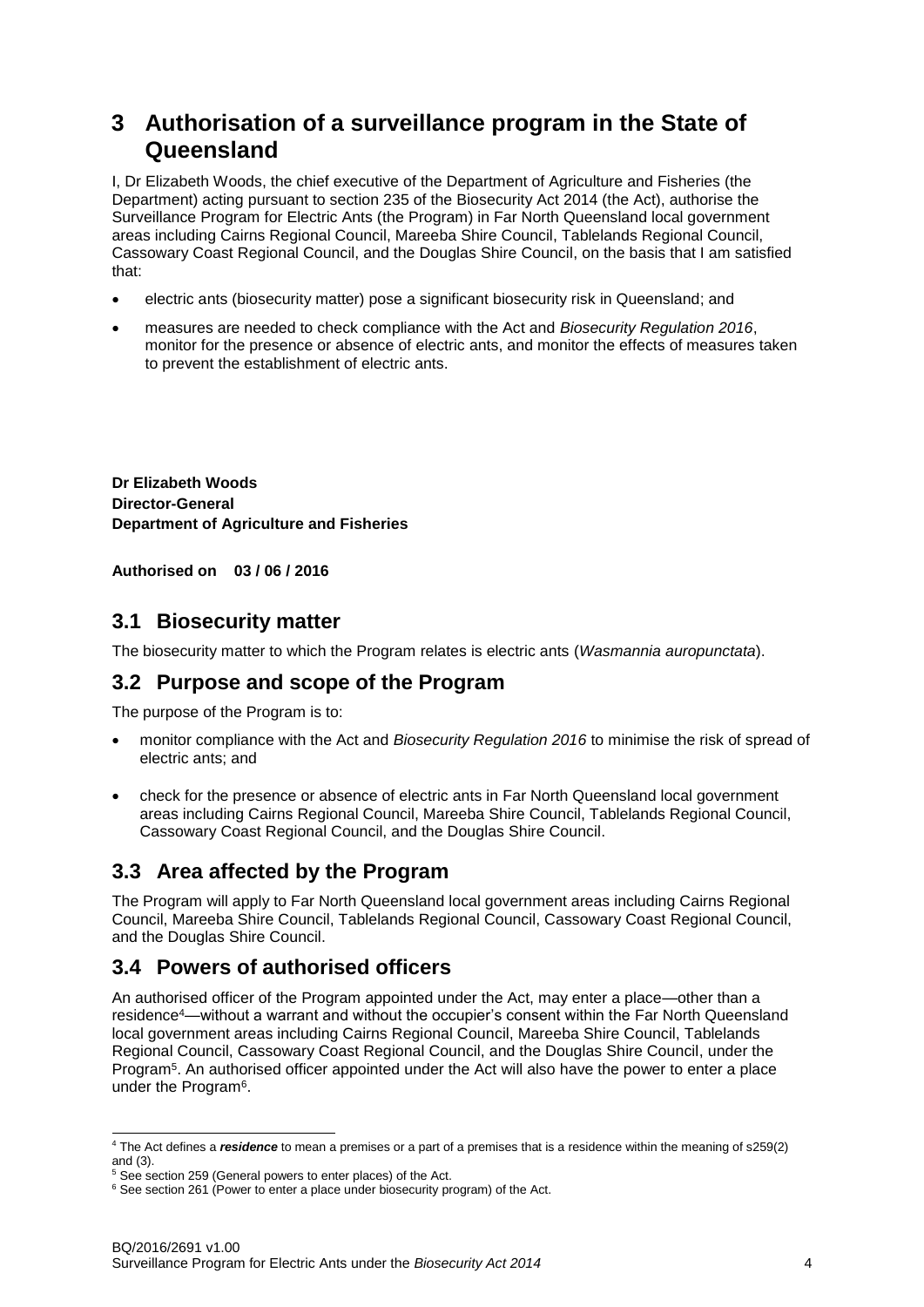# 3 Authorisation of a surveillance program in the State of Queensland

I, Dr Elizabeth Woods, the chief executive of the Department of Agriculture and Fisheries (the Department) acting pursuant to section 235 of the Biosecurity Act 2014 (the Act), authorise the Surveillance Program for Electric Ants (the Program) in Far North Queensland local government areas including Cairns Regional Council, Mareeba Shire Council, Tablelands Regional Council, Cassowary Coast Regional Council, and the Douglas Shire Council, on the basis that I am satisfied that:

- electric ants (biosecurity matter) pose a significant biosecurity risk in Queensland; and
- measures are needed to check compliance with the Act and *Biosecurity Regulation 2016*, monitor for the presence or absence of electric ants, and monitor the effects of measures taken to prevent the establishment of electric ants.

**Dr Elizabeth Woods**
**Director-General**
**Department of Agriculture and Fisheries**

**Authorised on 03 / 06 / 2016**

## 3.1 Biosecurity matter

The biosecurity matter to which the Program relates is electric ants (*Wasmannia auropunctata*).

## 3.2 Purpose and scope of the Program

The purpose of the Program is to:

- monitor compliance with the Act and *Biosecurity Regulation 2016* to minimise the risk of spread of electric ants; and
- check for the presence or absence of electric ants in Far North Queensland local government areas including Cairns Regional Council, Mareeba Shire Council, Tablelands Regional Council, Cassowary Coast Regional Council, and the Douglas Shire Council.

## 3.3 Area affected by the Program

The Program will apply to Far North Queensland local government areas including Cairns Regional Council, Mareeba Shire Council, Tablelands Regional Council, Cassowary Coast Regional Council, and the Douglas Shire Council.

## 3.4 Powers of authorised officers

An authorised officer of the Program appointed under the Act, may enter a place—other than a residence[4]—without a warrant and without the occupier's consent within the Far North Queensland local government areas including Cairns Regional Council, Mareeba Shire Council, Tablelands Regional Council, Cassowary Coast Regional Council, and the Douglas Shire Council, under the Program[5]. An authorised officer appointed under the Act will also have the power to enter a place under the Program[6].

[4] The Act defines a ***residence*** to mean a premises or a part of a premises that is a residence within the meaning of s259(2) and (3).

[5] See section 259 (General powers to enter places) of the Act.

[6] See section 261 (Power to enter a place under biosecurity program) of the Act.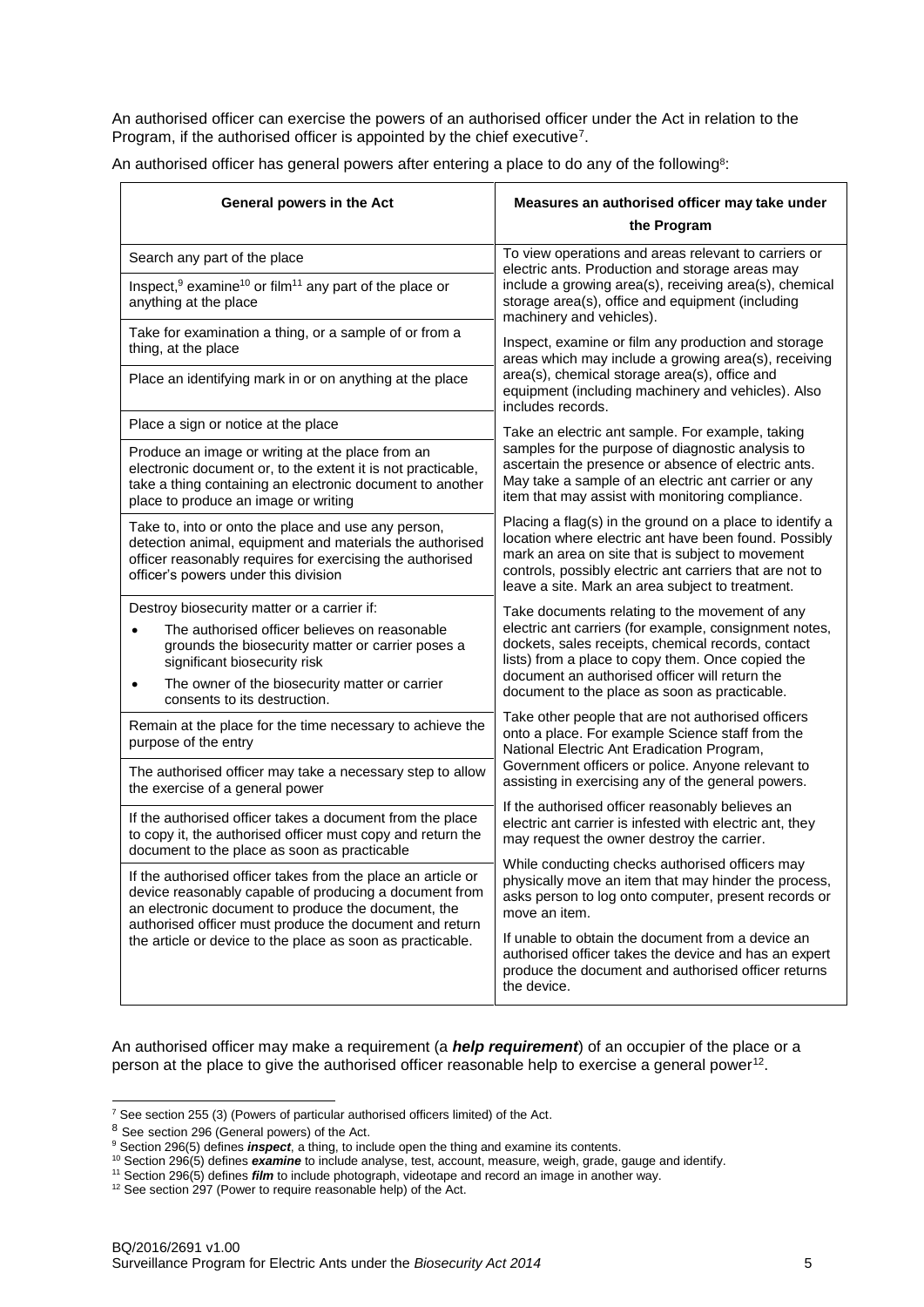An authorised officer can exercise the powers of an authorised officer under the Act in relation to the Program, if the authorised officer is appointed by the chief executive[7].

An authorised officer has general powers after entering a place to do any of the following[8]:

| General powers in the Act | Measures an authorised officer may take under the Program |
|---|---|
| Search any part of the place | To view operations and areas relevant to carriers or electric ants. Production and storage areas may include a growing area(s), receiving area(s), chemical storage area(s), office and equipment (including machinery and vehicles). |
| Inspect,[9] examine[10] or film[11] any part of the place or anything at the place | |
| Take for examination a thing, or a sample of or from a thing, at the place | Inspect, examine or film any production and storage areas which may include a growing area(s), receiving area(s), chemical storage area(s), office and equipment (including machinery and vehicles). Also includes records. |
| Place an identifying mark in or on anything at the place | |
| Place a sign or notice at the place | Take an electric ant sample. For example, taking samples for the purpose of diagnostic analysis to ascertain the presence or absence of electric ants. May take a sample of an electric ant carrier or any item that may assist with monitoring compliance. |
| Produce an image or writing at the place from an electronic document or, to the extent it is not practicable, take a thing containing an electronic document to another place to produce an image or writing | |
| Take to, into or onto the place and use any person, detection animal, equipment and materials the authorised officer reasonably requires for exercising the authorised officer's powers under this division | Placing a flag(s) in the ground on a place to identify a location where electric ant have been found. Possibly mark an area on site that is subject to movement controls, possibly electric ant carriers that are not to leave a site. Mark an area subject to treatment. |
| Destroy biosecurity matter or a carrier if:<br>• The authorised officer believes on reasonable grounds the biosecurity matter or carrier poses a significant biosecurity risk<br>• The owner of the biosecurity matter or carrier consents to its destruction. | Take documents relating to the movement of any electric ant carriers (for example, consignment notes, dockets, sales receipts, chemical records, contact lists) from a place to copy them. Once copied the document an authorised officer will return the document to the place as soon as practicable. |
| Remain at the place for the time necessary to achieve the purpose of the entry | Take other people that are not authorised officers onto a place. For example Science staff from the National Electric Ant Eradication Program, Government officers or police. Anyone relevant to assisting in exercising any of the general powers. |
| The authorised officer may take a necessary step to allow the exercise of a general power | |
| If the authorised officer takes a document from the place to copy it, the authorised officer must copy and return the document to the place as soon as practicable | If the authorised officer reasonably believes an electric ant carrier is infested with electric ant, they may request the owner destroy the carrier. |
| If the authorised officer takes from the place an article or device reasonably capable of producing a document from an electronic document to produce the document, the authorised officer must produce the document and return the article or device to the place as soon as practicable. | While conducting checks authorised officers may physically move an item that may hinder the process, asks person to log onto computer, present records or move an item.<br><br>If unable to obtain the document from a device an authorised officer takes the device and has an expert produce the document and authorised officer returns the device. |

An authorised officer may make a requirement (a ***help requirement***) of an occupier of the place or a person at the place to give the authorised officer reasonable help to exercise a general power[12].

---

[7] See section 255 (3) (Powers of particular authorised officers limited) of the Act.

[8] See section 296 (General powers) of the Act.

[9] Section 296(5) defines ***inspect***, a thing, to include open the thing and examine its contents.

[10] Section 296(5) defines ***examine*** to include analyse, test, account, measure, weigh, grade, gauge and identify.

[11] Section 296(5) defines ***film*** to include photograph, videotape and record an image in another way.

[12] See section 297 (Power to require reasonable help) of the Act.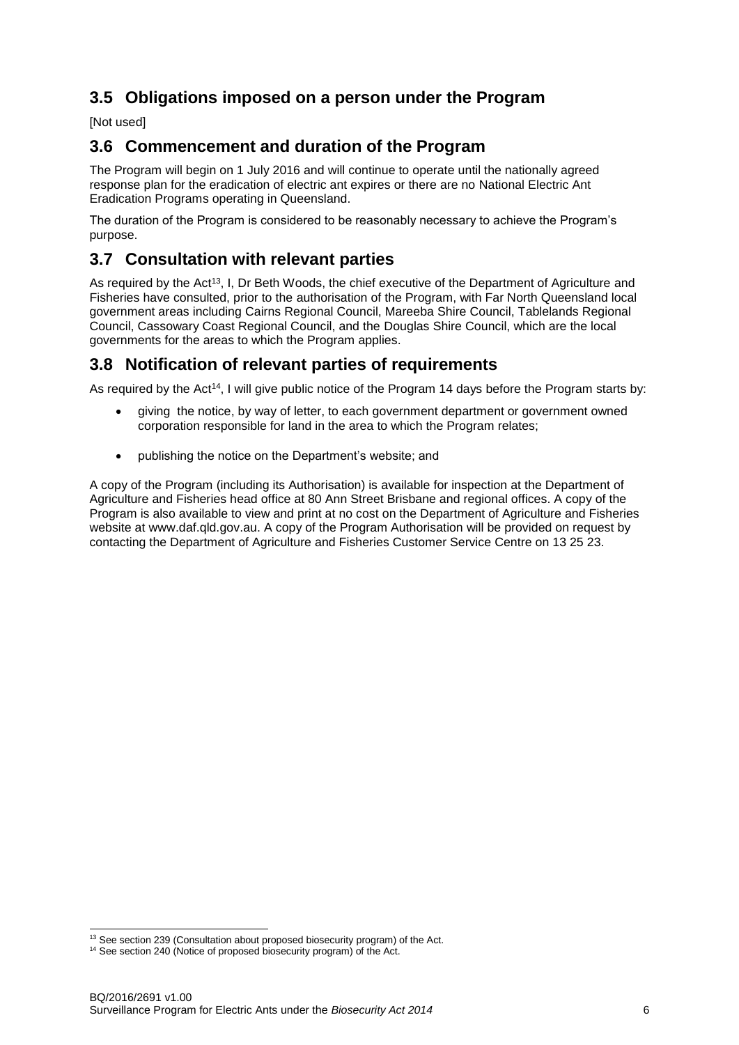## 3.5 Obligations imposed on a person under the Program

[Not used]

## 3.6 Commencement and duration of the Program

The Program will begin on 1 July 2016 and will continue to operate until the nationally agreed response plan for the eradication of electric ant expires or there are no National Electric Ant Eradication Programs operating in Queensland.

The duration of the Program is considered to be reasonably necessary to achieve the Program's purpose.

## 3.7 Consultation with relevant parties

As required by the Act[13], I, Dr Beth Woods, the chief executive of the Department of Agriculture and Fisheries have consulted, prior to the authorisation of the Program, with Far North Queensland local government areas including Cairns Regional Council, Mareeba Shire Council, Tablelands Regional Council, Cassowary Coast Regional Council, and the Douglas Shire Council, which are the local governments for the areas to which the Program applies.

## 3.8 Notification of relevant parties of requirements

As required by the Act[14], I will give public notice of the Program 14 days before the Program starts by:

- giving the notice, by way of letter, to each government department or government owned corporation responsible for land in the area to which the Program relates;
- publishing the notice on the Department's website; and

A copy of the Program (including its Authorisation) is available for inspection at the Department of Agriculture and Fisheries head office at 80 Ann Street Brisbane and regional offices. A copy of the Program is also available to view and print at no cost on the Department of Agriculture and Fisheries website at www.daf.qld.gov.au. A copy of the Program Authorisation will be provided on request by contacting the Department of Agriculture and Fisheries Customer Service Centre on 13 25 23.

[13] See section 239 (Consultation about proposed biosecurity program) of the Act.

[14] See section 240 (Notice of proposed biosecurity program) of the Act.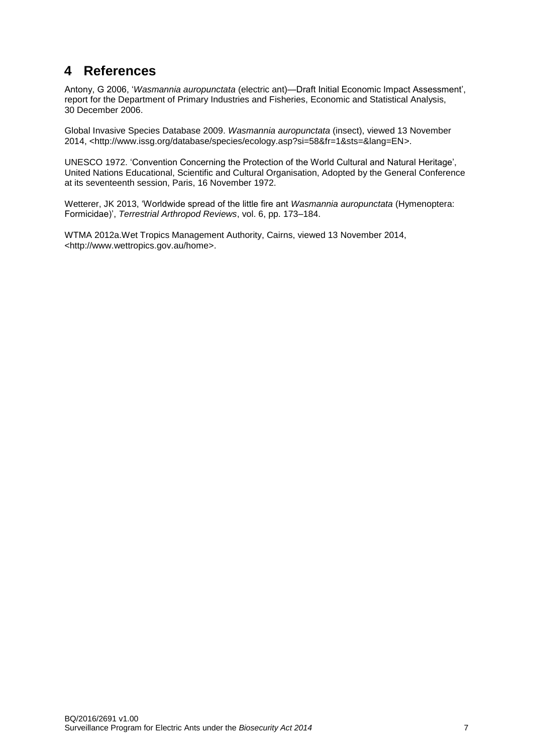## 4 References

Antony, G 2006, '*Wasmannia auropunctata* (electric ant)—Draft Initial Economic Impact Assessment', report for the Department of Primary Industries and Fisheries, Economic and Statistical Analysis, 30 December 2006.

Global Invasive Species Database 2009. *Wasmannia auropunctata* (insect), viewed 13 November 2014, <http://www.issg.org/database/species/ecology.asp?si=58&fr=1&sts=&lang=EN>.

UNESCO 1972. 'Convention Concerning the Protection of the World Cultural and Natural Heritage', United Nations Educational, Scientific and Cultural Organisation, Adopted by the General Conference at its seventeenth session, Paris, 16 November 1972.

Wetterer, JK 2013, 'Worldwide spread of the little fire ant *Wasmannia auropunctata* (Hymenoptera: Formicidae)', *Terrestrial Arthropod Reviews*, vol. 6, pp. 173–184.

WTMA 2012a.Wet Tropics Management Authority, Cairns, viewed 13 November 2014, <http://www.wettropics.gov.au/home>.